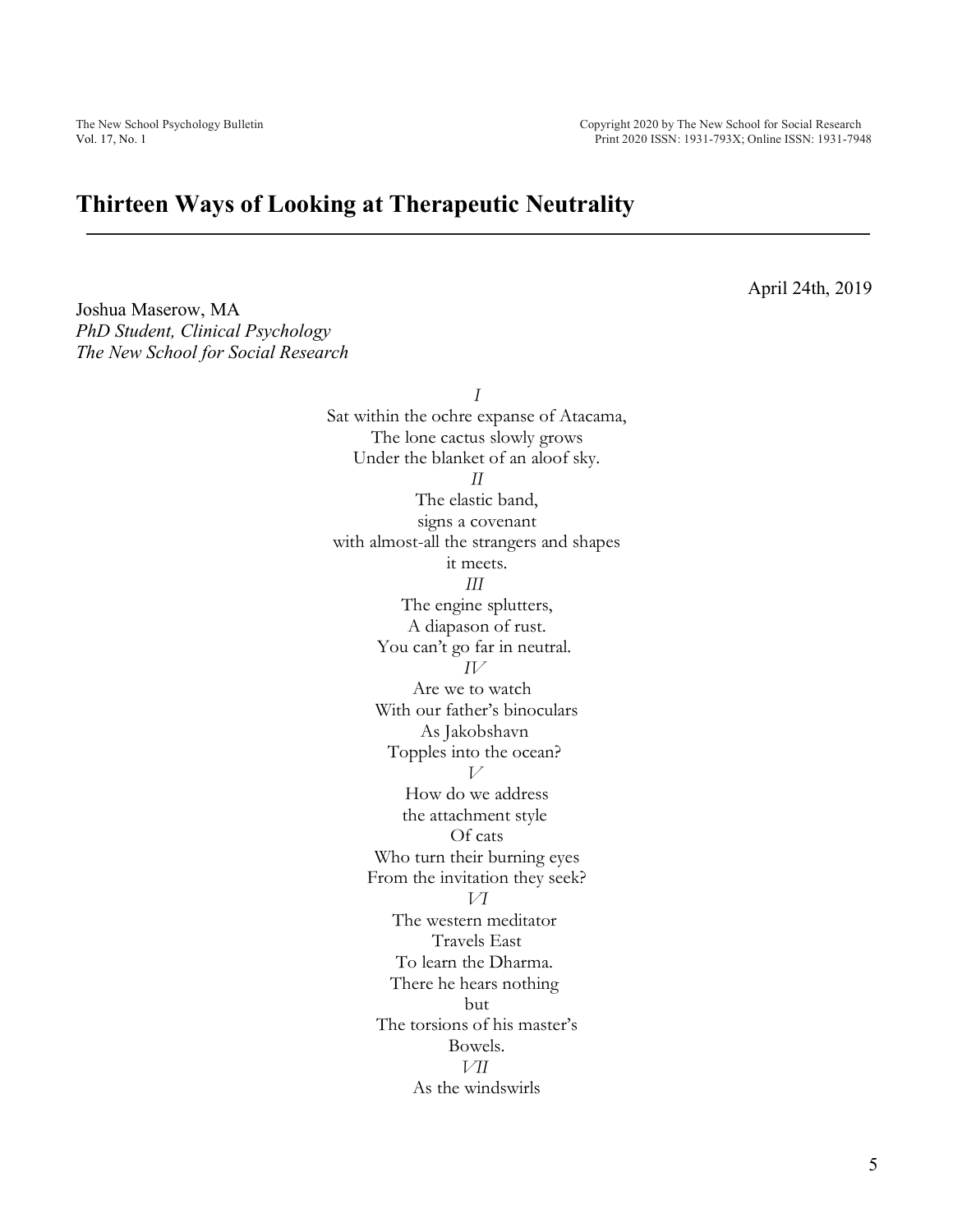# Thirteen Ways of Looking at Therapeutic Neutrality

April 24th, 2019

Joshua Maserow, MA
*PhD Student, Clinical Psychology*
*The New School for Social Research*

*I*

Sat within the ochre expanse of Atacama,
The lone cactus slowly grows
Under the blanket of an aloof sky.

*II*

The elastic band,
signs a covenant
with almost-all the strangers and shapes
it meets.

*III*

The engine splutters,
A diapason of rust.
You can't go far in neutral.

*IV*

Are we to watch
With our father's binoculars
As Jakobshavn
Topples into the ocean?

*V*

How do we address
the attachment style
Of cats
Who turn their burning eyes
From the invitation they seek?

*VI*

The western meditator
Travels East
To learn the Dharma.
There he hears nothing
but
The torsions of his master's
Bowels.

*VII*

As the windswirls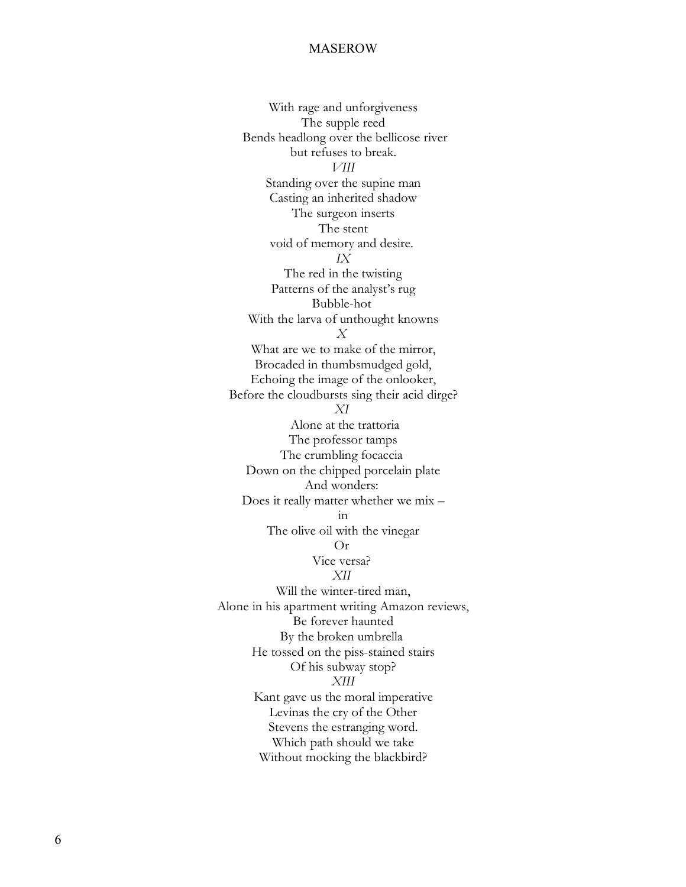With rage and unforgiveness  
The supple reed  
Bends headlong over the bellicose river  
but refuses to break.

*VIII*

Standing over the supine man  
Casting an inherited shadow  
The surgeon inserts  
The stent  
void of memory and desire.

*IX*

The red in the twisting  
Patterns of the analyst's rug  
Bubble-hot  
With the larva of unthought knowns

*X*

What are we to make of the mirror,  
Brocaded in thumbsmudged gold,  
Echoing the image of the onlooker,  
Before the cloudbursts sing their acid dirge?

*XI*

Alone at the trattoria  
The professor tamps  
The crumbling focaccia  
Down on the chipped porcelain plate  
And wonders:  
Does it really matter whether we mix –  
in  
The olive oil with the vinegar  
Or  
Vice versa?

*XII*

Will the winter-tired man,  
Alone in his apartment writing Amazon reviews,  
Be forever haunted  
By the broken umbrella  
He tossed on the piss-stained stairs  
Of his subway stop?

*XIII*

Kant gave us the moral imperative  
Levinas the cry of the Other  
Stevens the estranging word.  
Which path should we take  
Without mocking the blackbird?